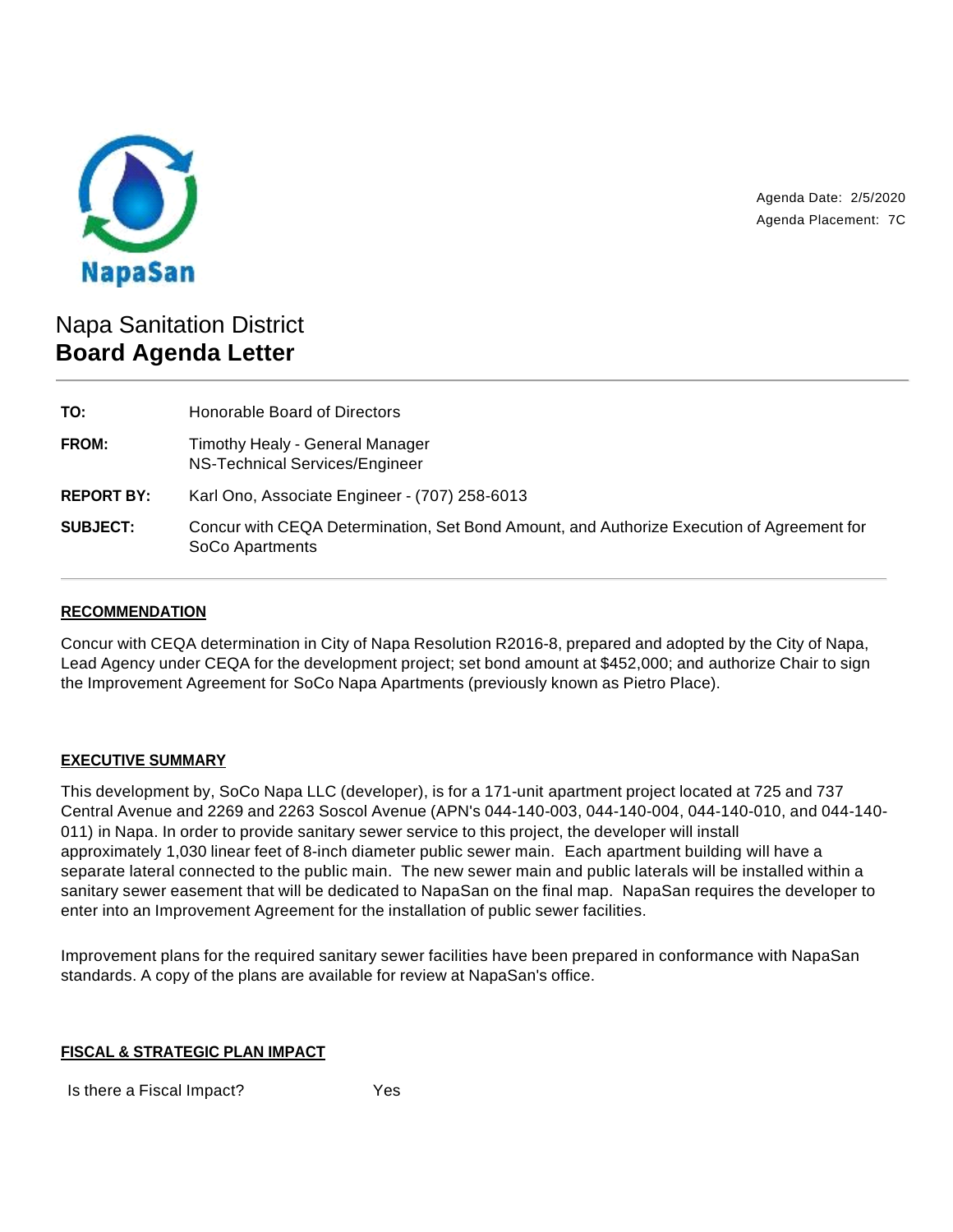NapaSan

Agenda Date: 2/5/2020
Agenda Placement: 7C

# Napa Sanitation District
## Board Agenda Letter

| | |
|---|---|
| **TO:** | Honorable Board of Directors |
| **FROM:** | Timothy Healy - General Manager<br>NS-Technical Services/Engineer |
| **REPORT BY:** | Karl Ono, Associate Engineer - (707) 258-6013 |
| **SUBJECT:** | Concur with CEQA Determination, Set Bond Amount, and Authorize Execution of Agreement for SoCo Apartments |

### RECOMMENDATION

Concur with CEQA determination in City of Napa Resolution R2016-8, prepared and adopted by the City of Napa, Lead Agency under CEQA for the development project; set bond amount at $452,000; and authorize Chair to sign the Improvement Agreement for SoCo Napa Apartments (previously known as Pietro Place).

### EXECUTIVE SUMMARY

This development by, SoCo Napa LLC (developer), is for a 171-unit apartment project located at 725 and 737 Central Avenue and 2269 and 2263 Soscol Avenue (APN's 044-140-003, 044-140-004, 044-140-010, and 044-140-011) in Napa. In order to provide sanitary sewer service to this project, the developer will install approximately 1,030 linear feet of 8-inch diameter public sewer main. Each apartment building will have a separate lateral connected to the public main. The new sewer main and public laterals will be installed within a sanitary sewer easement that will be dedicated to NapaSan on the final map. NapaSan requires the developer to enter into an Improvement Agreement for the installation of public sewer facilities.

Improvement plans for the required sanitary sewer facilities have been prepared in conformance with NapaSan standards. A copy of the plans are available for review at NapaSan's office.

### FISCAL & STRATEGIC PLAN IMPACT

| | |
|---|---|
| Is there a Fiscal Impact? | Yes |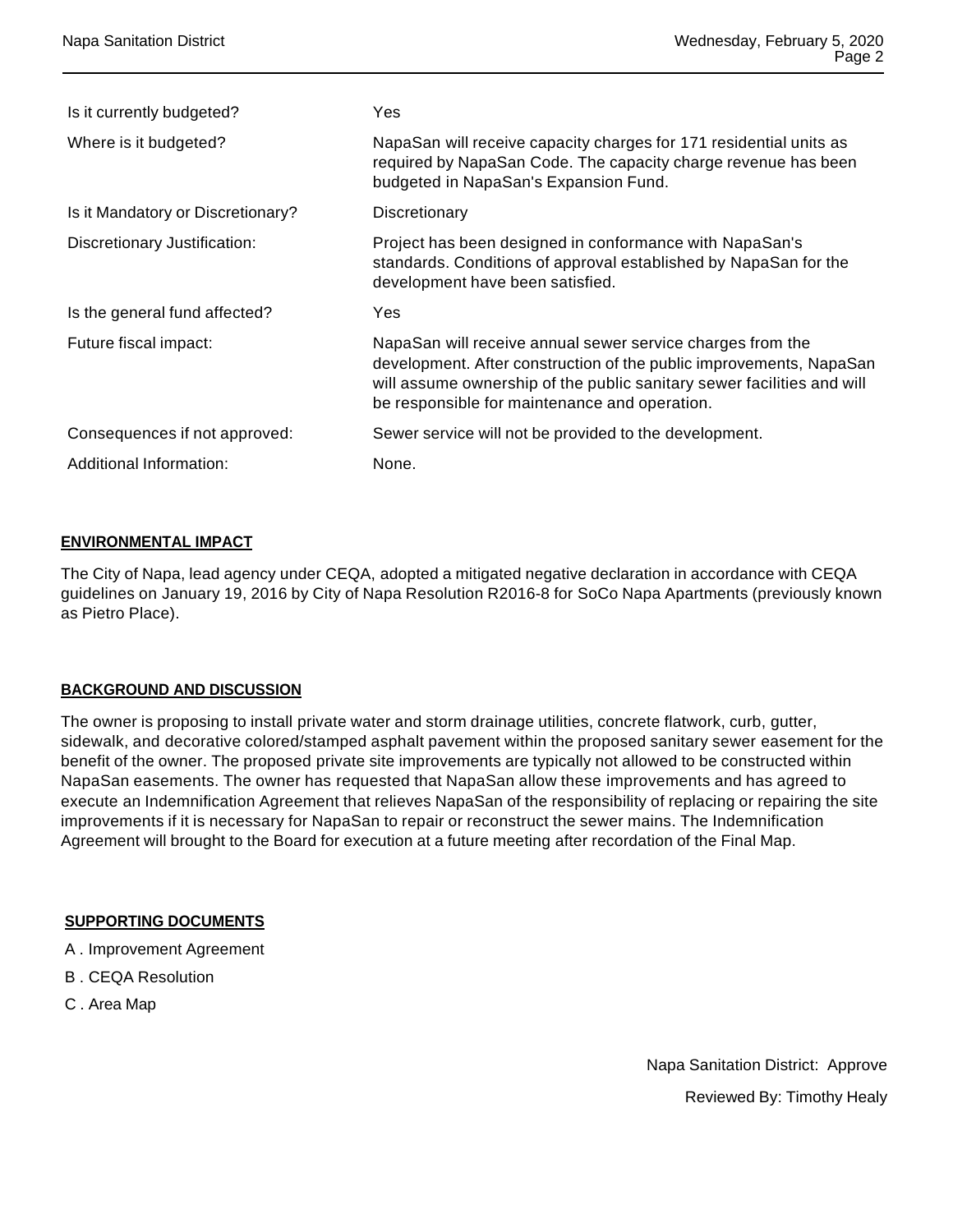| | |
|---|---|
| Is it currently budgeted? | Yes |
| Where is it budgeted? | NapaSan will receive capacity charges for 171 residential units as required by NapaSan Code. The capacity charge revenue has been budgeted in NapaSan's Expansion Fund. |
| Is it Mandatory or Discretionary? | Discretionary |
| Discretionary Justification: | Project has been designed in conformance with NapaSan's standards. Conditions of approval established by NapaSan for the development have been satisfied. |
| Is the general fund affected? | Yes |
| Future fiscal impact: | NapaSan will receive annual sewer service charges from the development. After construction of the public improvements, NapaSan will assume ownership of the public sanitary sewer facilities and will be responsible for maintenance and operation. |
| Consequences if not approved: | Sewer service will not be provided to the development. |
| Additional Information: | None. |

## ENVIRONMENTAL IMPACT

The City of Napa, lead agency under CEQA, adopted a mitigated negative declaration in accordance with CEQA guidelines on January 19, 2016 by City of Napa Resolution R2016-8 for SoCo Napa Apartments (previously known as Pietro Place).

## BACKGROUND AND DISCUSSION

The owner is proposing to install private water and storm drainage utilities, concrete flatwork, curb, gutter, sidewalk, and decorative colored/stamped asphalt pavement within the proposed sanitary sewer easement for the benefit of the owner. The proposed private site improvements are typically not allowed to be constructed within NapaSan easements. The owner has requested that NapaSan allow these improvements and has agreed to execute an Indemnification Agreement that relieves NapaSan of the responsibility of replacing or repairing the site improvements if it is necessary for NapaSan to repair or reconstruct the sewer mains. The Indemnification Agreement will brought to the Board for execution at a future meeting after recordation of the Final Map.

## SUPPORTING DOCUMENTS

A . Improvement Agreement

B . CEQA Resolution

C . Area Map

Napa Sanitation District: Approve

Reviewed By: Timothy Healy